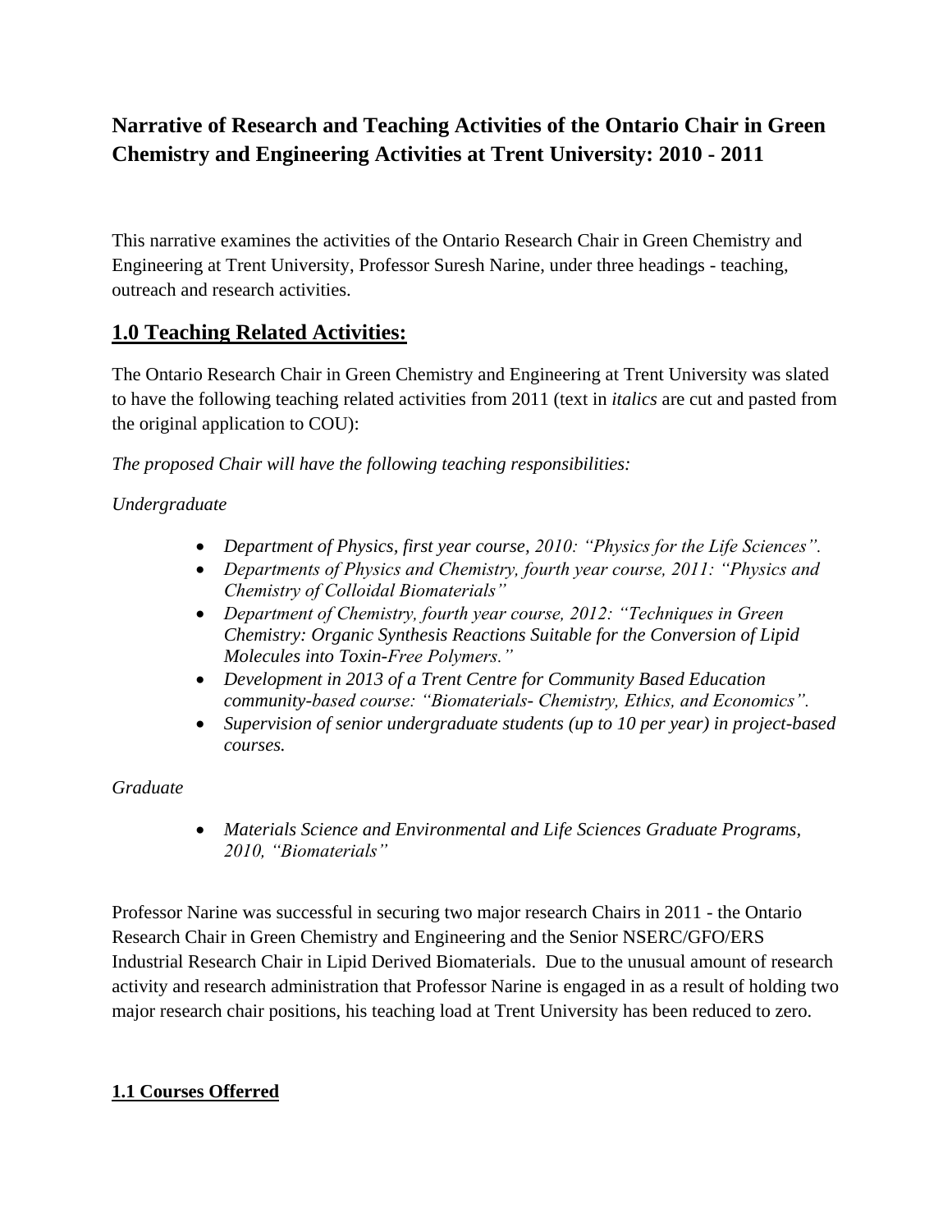# Narrative of Research and Teaching Activities of the Ontario Chair in Green Chemistry and Engineering Activities at Trent University: 2010 - 2011

This narrative examines the activities of the Ontario Research Chair in Green Chemistry and Engineering at Trent University, Professor Suresh Narine, under three headings - teaching, outreach and research activities.

## 1.0 Teaching Related Activities:

The Ontario Research Chair in Green Chemistry and Engineering at Trent University was slated to have the following teaching related activities from 2011 (text in *italics* are cut and pasted from the original application to COU):

*The proposed Chair will have the following teaching responsibilities:*

*Undergraduate*

- *Department of Physics, first year course, 2010: "Physics for the Life Sciences".*
- *Departments of Physics and Chemistry, fourth year course, 2011: "Physics and Chemistry of Colloidal Biomaterials"*
- *Department of Chemistry, fourth year course, 2012: "Techniques in Green Chemistry: Organic Synthesis Reactions Suitable for the Conversion of Lipid Molecules into Toxin-Free Polymers."*
- *Development in 2013 of a Trent Centre for Community Based Education community-based course: "Biomaterials- Chemistry, Ethics, and Economics".*
- *Supervision of senior undergraduate students (up to 10 per year) in project-based courses.*

*Graduate*

- *Materials Science and Environmental and Life Sciences Graduate Programs, 2010, "Biomaterials"*

Professor Narine was successful in securing two major research Chairs in 2011 - the Ontario Research Chair in Green Chemistry and Engineering and the Senior NSERC/GFO/ERS Industrial Research Chair in Lipid Derived Biomaterials. Due to the unusual amount of research activity and research administration that Professor Narine is engaged in as a result of holding two major research chair positions, his teaching load at Trent University has been reduced to zero.

### 1.1 Courses Offerred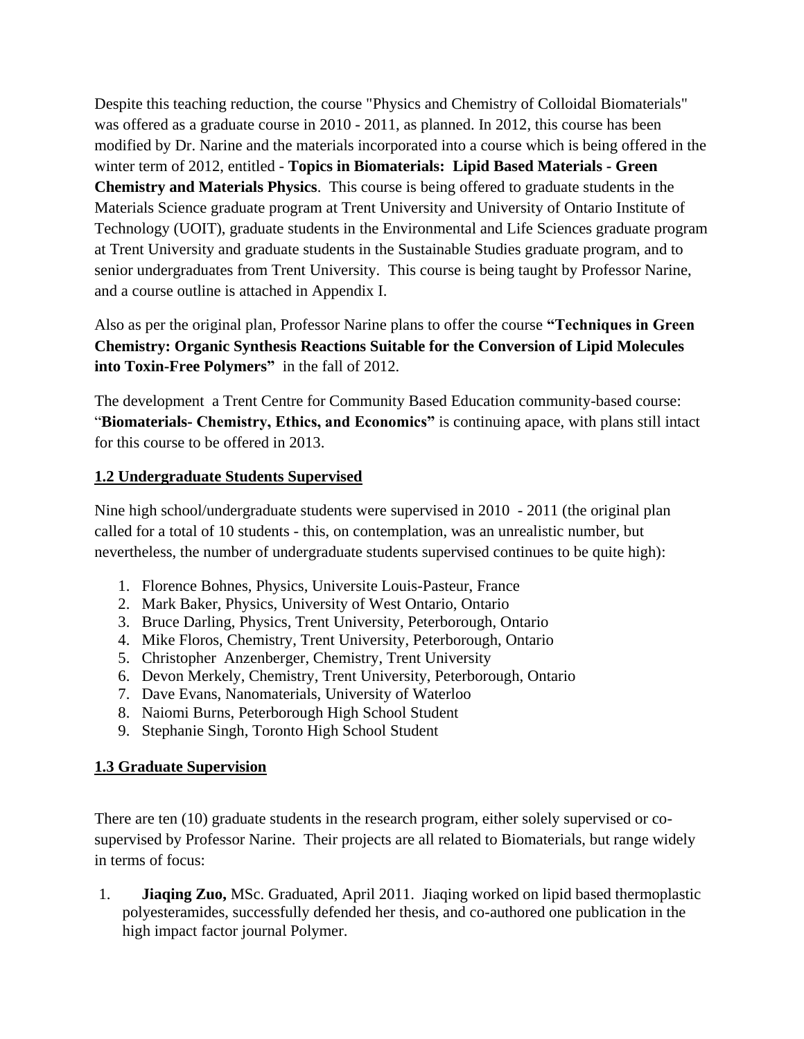Despite this teaching reduction, the course "Physics and Chemistry of Colloidal Biomaterials" was offered as a graduate course in 2010 - 2011, as planned. In 2012, this course has been modified by Dr. Narine and the materials incorporated into a course which is being offered in the winter term of 2012, entitled - **Topics in Biomaterials: Lipid Based Materials - Green Chemistry and Materials Physics**. This course is being offered to graduate students in the Materials Science graduate program at Trent University and University of Ontario Institute of Technology (UOIT), graduate students in the Environmental and Life Sciences graduate program at Trent University and graduate students in the Sustainable Studies graduate program, and to senior undergraduates from Trent University. This course is being taught by Professor Narine, and a course outline is attached in Appendix I.

Also as per the original plan, Professor Narine plans to offer the course **"Techniques in Green Chemistry: Organic Synthesis Reactions Suitable for the Conversion of Lipid Molecules into Toxin-Free Polymers"** in the fall of 2012.

The development a Trent Centre for Community Based Education community-based course: "**Biomaterials- Chemistry, Ethics, and Economics"** is continuing apace, with plans still intact for this course to be offered in 2013.

## 1.2 Undergraduate Students Supervised

Nine high school/undergraduate students were supervised in 2010 - 2011 (the original plan called for a total of 10 students - this, on contemplation, was an unrealistic number, but nevertheless, the number of undergraduate students supervised continues to be quite high):

1. Florence Bohnes, Physics, Universite Louis-Pasteur, France
2. Mark Baker, Physics, University of West Ontario, Ontario
3. Bruce Darling, Physics, Trent University, Peterborough, Ontario
4. Mike Floros, Chemistry, Trent University, Peterborough, Ontario
5. Christopher Anzenberger, Chemistry, Trent University
6. Devon Merkely, Chemistry, Trent University, Peterborough, Ontario
7. Dave Evans, Nanomaterials, University of Waterloo
8. Naiomi Burns, Peterborough High School Student
9. Stephanie Singh, Toronto High School Student

## 1.3 Graduate Supervision

There are ten (10) graduate students in the research program, either solely supervised or co-supervised by Professor Narine. Their projects are all related to Biomaterials, but range widely in terms of focus:

1. **Jiaqing Zuo,** MSc. Graduated, April 2011. Jiaqing worked on lipid based thermoplastic polyesteramides, successfully defended her thesis, and co-authored one publication in the high impact factor journal Polymer.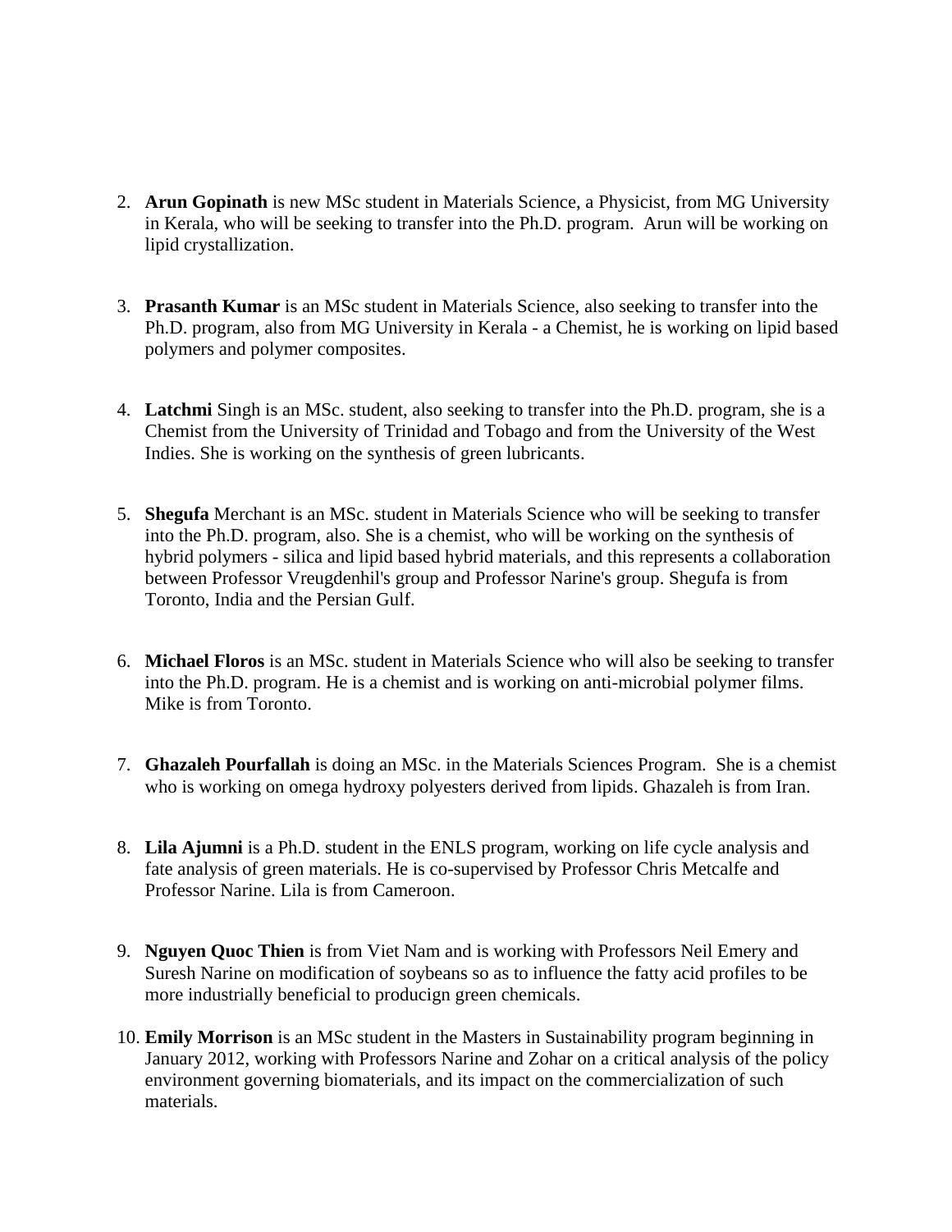2. **Arun Gopinath** is new MSc student in Materials Science, a Physicist, from MG University in Kerala, who will be seeking to transfer into the Ph.D. program. Arun will be working on lipid crystallization.

3. **Prasanth Kumar** is an MSc student in Materials Science, also seeking to transfer into the Ph.D. program, also from MG University in Kerala - a Chemist, he is working on lipid based polymers and polymer composites.

4. **Latchmi** Singh is an MSc. student, also seeking to transfer into the Ph.D. program, she is a Chemist from the University of Trinidad and Tobago and from the University of the West Indies. She is working on the synthesis of green lubricants.

5. **Shegufa** Merchant is an MSc. student in Materials Science who will be seeking to transfer into the Ph.D. program, also. She is a chemist, who will be working on the synthesis of hybrid polymers - silica and lipid based hybrid materials, and this represents a collaboration between Professor Vreugdenhil's group and Professor Narine's group. Shegufa is from Toronto, India and the Persian Gulf.

6. **Michael Floros** is an MSc. student in Materials Science who will also be seeking to transfer into the Ph.D. program. He is a chemist and is working on anti-microbial polymer films. Mike is from Toronto.

7. **Ghazaleh Pourfallah** is doing an MSc. in the Materials Sciences Program. She is a chemist who is working on omega hydroxy polyesters derived from lipids. Ghazaleh is from Iran.

8. **Lila Ajumni** is a Ph.D. student in the ENLS program, working on life cycle analysis and fate analysis of green materials. He is co-supervised by Professor Chris Metcalfe and Professor Narine. Lila is from Cameroon.

9. **Nguyen Quoc Thien** is from Viet Nam and is working with Professors Neil Emery and Suresh Narine on modification of soybeans so as to influence the fatty acid profiles to be more industrially beneficial to producign green chemicals.

10. **Emily Morrison** is an MSc student in the Masters in Sustainability program beginning in January 2012, working with Professors Narine and Zohar on a critical analysis of the policy environment governing biomaterials, and its impact on the commercialization of such materials.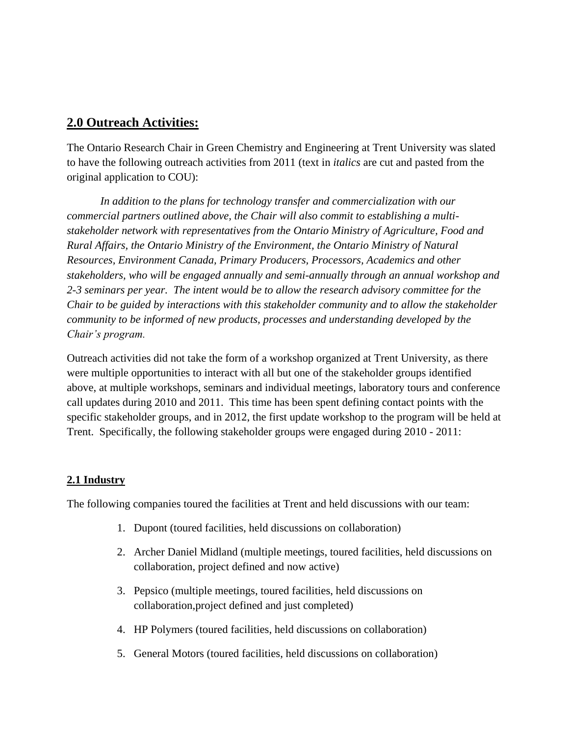## 2.0 Outreach Activities:

The Ontario Research Chair in Green Chemistry and Engineering at Trent University was slated to have the following outreach activities from 2011 (text in *italics* are cut and pasted from the original application to COU):

*In addition to the plans for technology transfer and commercialization with our commercial partners outlined above, the Chair will also commit to establishing a multi-stakeholder network with representatives from the Ontario Ministry of Agriculture, Food and Rural Affairs, the Ontario Ministry of the Environment, the Ontario Ministry of Natural Resources, Environment Canada, Primary Producers, Processors, Academics and other stakeholders, who will be engaged annually and semi-annually through an annual workshop and 2-3 seminars per year. The intent would be to allow the research advisory committee for the Chair to be guided by interactions with this stakeholder community and to allow the stakeholder community to be informed of new products, processes and understanding developed by the Chair's program.*

Outreach activities did not take the form of a workshop organized at Trent University, as there were multiple opportunities to interact with all but one of the stakeholder groups identified above, at multiple workshops, seminars and individual meetings, laboratory tours and conference call updates during 2010 and 2011. This time has been spent defining contact points with the specific stakeholder groups, and in 2012, the first update workshop to the program will be held at Trent. Specifically, the following stakeholder groups were engaged during 2010 - 2011:

### 2.1 Industry

The following companies toured the facilities at Trent and held discussions with our team:

1. Dupont (toured facilities, held discussions on collaboration)
2. Archer Daniel Midland (multiple meetings, toured facilities, held discussions on collaboration, project defined and now active)
3. Pepsico (multiple meetings, toured facilities, held discussions on collaboration,project defined and just completed)
4. HP Polymers (toured facilities, held discussions on collaboration)
5. General Motors (toured facilities, held discussions on collaboration)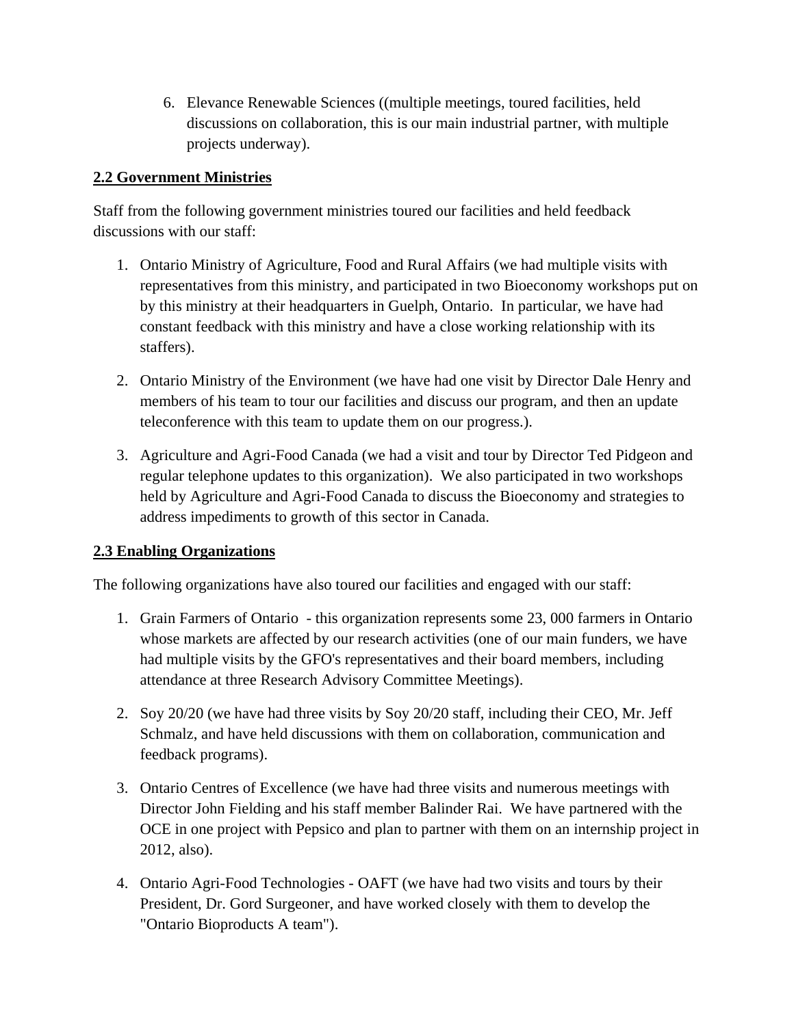6. Elevance Renewable Sciences ((multiple meetings, toured facilities, held discussions on collaboration, this is our main industrial partner, with multiple projects underway).

**2.2 Government Ministries**

Staff from the following government ministries toured our facilities and held feedback discussions with our staff:

1. Ontario Ministry of Agriculture, Food and Rural Affairs (we had multiple visits with representatives from this ministry, and participated in two Bioeconomy workshops put on by this ministry at their headquarters in Guelph, Ontario. In particular, we have had constant feedback with this ministry and have a close working relationship with its staffers).

2. Ontario Ministry of the Environment (we have had one visit by Director Dale Henry and members of his team to tour our facilities and discuss our program, and then an update teleconference with this team to update them on our progress.).

3. Agriculture and Agri-Food Canada (we had a visit and tour by Director Ted Pidgeon and regular telephone updates to this organization). We also participated in two workshops held by Agriculture and Agri-Food Canada to discuss the Bioeconomy and strategies to address impediments to growth of this sector in Canada.

**2.3 Enabling Organizations**

The following organizations have also toured our facilities and engaged with our staff:

1. Grain Farmers of Ontario - this organization represents some 23, 000 farmers in Ontario whose markets are affected by our research activities (one of our main funders, we have had multiple visits by the GFO's representatives and their board members, including attendance at three Research Advisory Committee Meetings).

2. Soy 20/20 (we have had three visits by Soy 20/20 staff, including their CEO, Mr. Jeff Schmalz, and have held discussions with them on collaboration, communication and feedback programs).

3. Ontario Centres of Excellence (we have had three visits and numerous meetings with Director John Fielding and his staff member Balinder Rai. We have partnered with the OCE in one project with Pepsico and plan to partner with them on an internship project in 2012, also).

4. Ontario Agri-Food Technologies - OAFT (we have had two visits and tours by their President, Dr. Gord Surgeoner, and have worked closely with them to develop the "Ontario Bioproducts A team").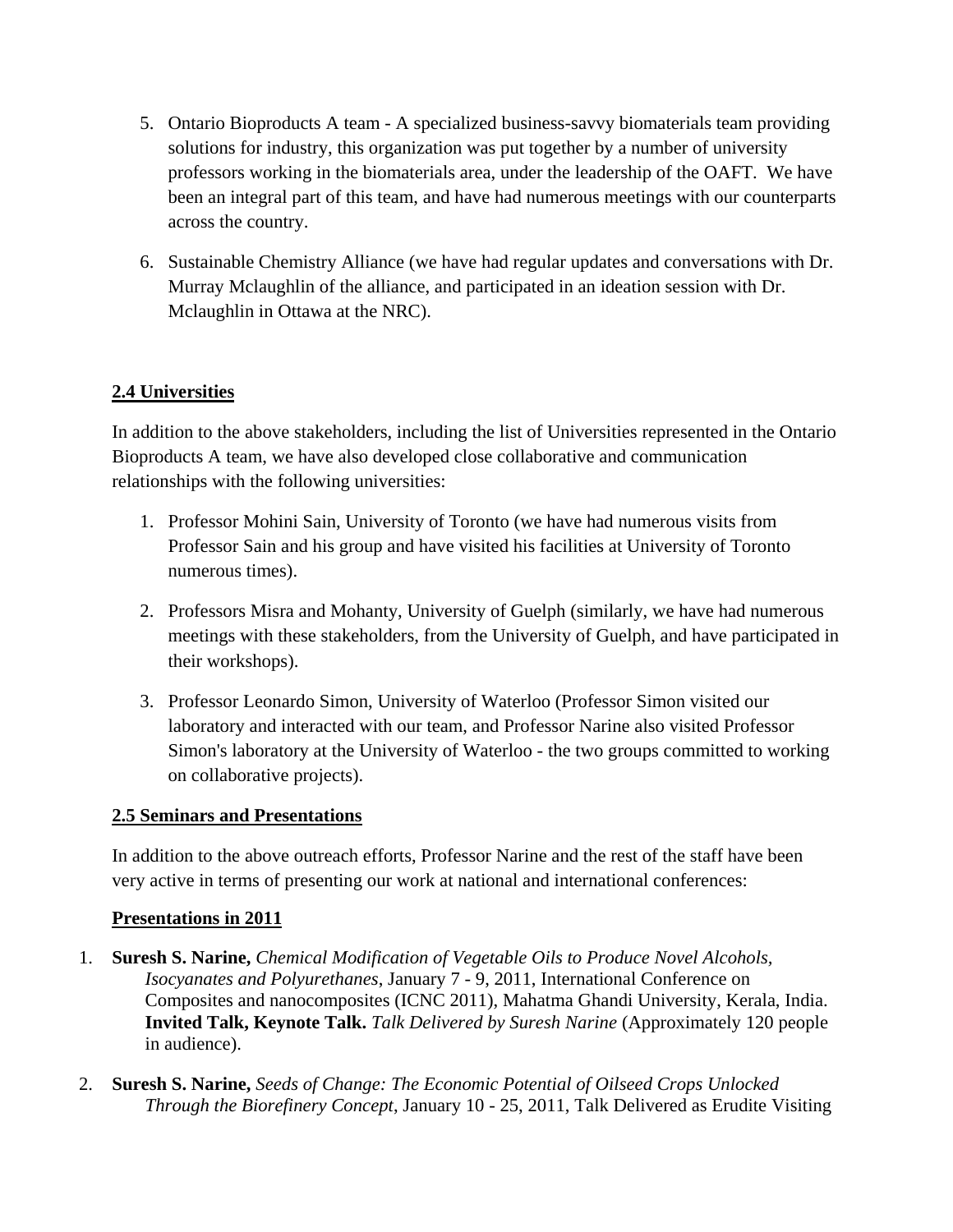5. Ontario Bioproducts A team - A specialized business-savvy biomaterials team providing solutions for industry, this organization was put together by a number of university professors working in the biomaterials area, under the leadership of the OAFT. We have been an integral part of this team, and have had numerous meetings with our counterparts across the country.

6. Sustainable Chemistry Alliance (we have had regular updates and conversations with Dr. Murray Mclaughlin of the alliance, and participated in an ideation session with Dr. Mclaughlin in Ottawa at the NRC).

## 2.4 Universities

In addition to the above stakeholders, including the list of Universities represented in the Ontario Bioproducts A team, we have also developed close collaborative and communication relationships with the following universities:

1. Professor Mohini Sain, University of Toronto (we have had numerous visits from Professor Sain and his group and have visited his facilities at University of Toronto numerous times).

2. Professors Misra and Mohanty, University of Guelph (similarly, we have had numerous meetings with these stakeholders, from the University of Guelph, and have participated in their workshops).

3. Professor Leonardo Simon, University of Waterloo (Professor Simon visited our laboratory and interacted with our team, and Professor Narine also visited Professor Simon's laboratory at the University of Waterloo - the two groups committed to working on collaborative projects).

## 2.5 Seminars and Presentations

In addition to the above outreach efforts, Professor Narine and the rest of the staff have been very active in terms of presenting our work at national and international conferences:

### Presentations in 2011

1. **Suresh S. Narine,** *Chemical Modification of Vegetable Oils to Produce Novel Alcohols, Isocyanates and Polyurethanes*, January 7 - 9, 2011, International Conference on Composites and nanocomposites (ICNC 2011), Mahatma Ghandi University, Kerala, India. **Invited Talk, Keynote Talk.** *Talk Delivered by Suresh Narine* (Approximately 120 people in audience).

2. **Suresh S. Narine,** *Seeds of Change: The Economic Potential of Oilseed Crops Unlocked Through the Biorefinery Concept*, January 10 - 25, 2011, Talk Delivered as Erudite Visiting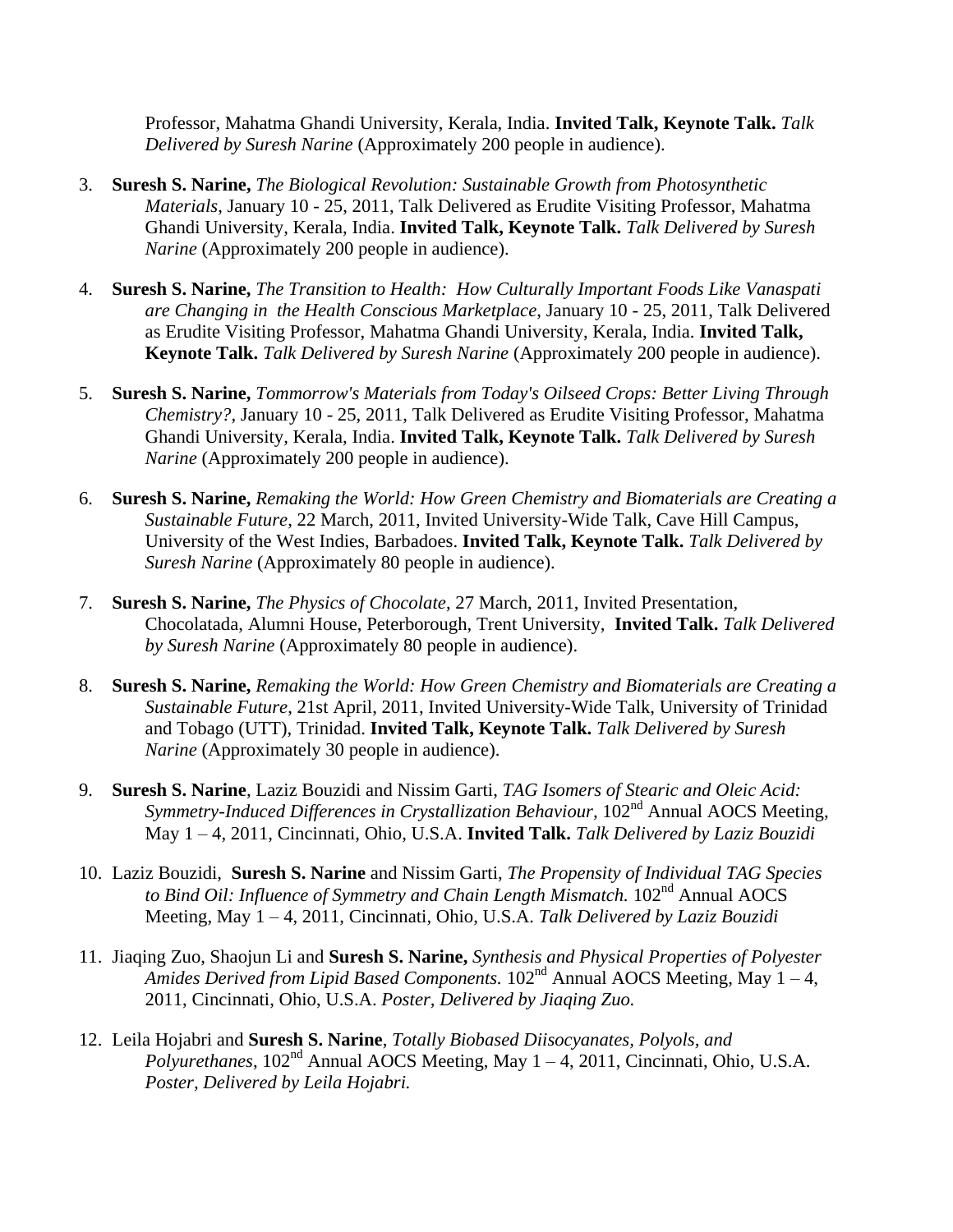Professor, Mahatma Ghandi University, Kerala, India. **Invited Talk, Keynote Talk.** *Talk Delivered by Suresh Narine* (Approximately 200 people in audience).

3. **Suresh S. Narine,** *The Biological Revolution: Sustainable Growth from Photosynthetic Materials*, January 10 - 25, 2011, Talk Delivered as Erudite Visiting Professor, Mahatma Ghandi University, Kerala, India. **Invited Talk, Keynote Talk.** *Talk Delivered by Suresh Narine* (Approximately 200 people in audience).

4. **Suresh S. Narine,** *The Transition to Health: How Culturally Important Foods Like Vanaspati are Changing in the Health Conscious Marketplace*, January 10 - 25, 2011, Talk Delivered as Erudite Visiting Professor, Mahatma Ghandi University, Kerala, India. **Invited Talk, Keynote Talk.** *Talk Delivered by Suresh Narine* (Approximately 200 people in audience).

5. **Suresh S. Narine,** *Tommorrow's Materials from Today's Oilseed Crops: Better Living Through Chemistry?*, January 10 - 25, 2011, Talk Delivered as Erudite Visiting Professor, Mahatma Ghandi University, Kerala, India. **Invited Talk, Keynote Talk.** *Talk Delivered by Suresh Narine* (Approximately 200 people in audience).

6. **Suresh S. Narine,** *Remaking the World: How Green Chemistry and Biomaterials are Creating a Sustainable Future*, 22 March, 2011, Invited University-Wide Talk, Cave Hill Campus, University of the West Indies, Barbadoes. **Invited Talk, Keynote Talk.** *Talk Delivered by Suresh Narine* (Approximately 80 people in audience).

7. **Suresh S. Narine,** *The Physics of Chocolate*, 27 March, 2011, Invited Presentation, Chocolatada, Alumni House, Peterborough, Trent University, **Invited Talk.** *Talk Delivered by Suresh Narine* (Approximately 80 people in audience).

8. **Suresh S. Narine,** *Remaking the World: How Green Chemistry and Biomaterials are Creating a Sustainable Future*, 21st April, 2011, Invited University-Wide Talk, University of Trinidad and Tobago (UTT), Trinidad. **Invited Talk, Keynote Talk.** *Talk Delivered by Suresh Narine* (Approximately 30 people in audience).

9. **Suresh S. Narine**, Laziz Bouzidi and Nissim Garti, *TAG Isomers of Stearic and Oleic Acid: Symmetry-Induced Differences in Crystallization Behaviour*, 102nd Annual AOCS Meeting, May 1 – 4, 2011, Cincinnati, Ohio, U.S.A. **Invited Talk.** *Talk Delivered by Laziz Bouzidi*

10. Laziz Bouzidi, **Suresh S. Narine** and Nissim Garti, *The Propensity of Individual TAG Species to Bind Oil: Influence of Symmetry and Chain Length Mismatch.* 102nd Annual AOCS Meeting, May 1 – 4, 2011, Cincinnati, Ohio, U.S.A. *Talk Delivered by Laziz Bouzidi*

11. Jiaqing Zuo, Shaojun Li and **Suresh S. Narine,** *Synthesis and Physical Properties of Polyester Amides Derived from Lipid Based Components.* 102nd Annual AOCS Meeting, May 1 – 4, 2011, Cincinnati, Ohio, U.S.A. *Poster, Delivered by Jiaqing Zuo.*

12. Leila Hojabri and **Suresh S. Narine**, *Totally Biobased Diisocyanates, Polyols, and Polyurethanes*, 102nd Annual AOCS Meeting, May 1 – 4, 2011, Cincinnati, Ohio, U.S.A. *Poster, Delivered by Leila Hojabri.*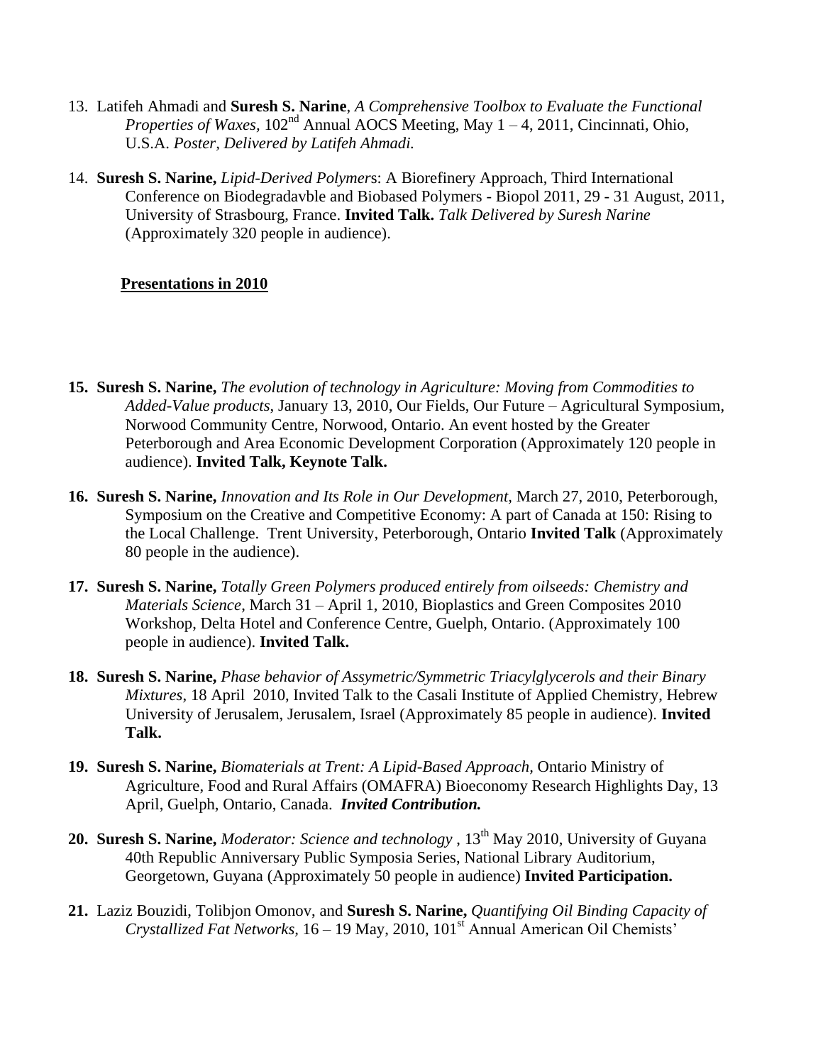13. Latifeh Ahmadi and **Suresh S. Narine**, *A Comprehensive Toolbox to Evaluate the Functional Properties of Waxes,* 102$^{nd}$ Annual AOCS Meeting, May 1 – 4, 2011, Cincinnati, Ohio, U.S.A. *Poster, Delivered by Latifeh Ahmadi.*

14. **Suresh S. Narine,** *Lipid-Derived Polymer*s: A Biorefinery Approach, Third International Conference on Biodegradavble and Biobased Polymers - Biopol 2011, 29 - 31 August, 2011, University of Strasbourg, France. **Invited Talk.** *Talk Delivered by Suresh Narine* (Approximately 320 people in audience).

**Presentations in 2010**

15. **Suresh S. Narine,** *The evolution of technology in Agriculture: Moving from Commodities to Added-Value products*, January 13, 2010, Our Fields, Our Future – Agricultural Symposium, Norwood Community Centre, Norwood, Ontario. An event hosted by the Greater Peterborough and Area Economic Development Corporation (Approximately 120 people in audience). **Invited Talk, Keynote Talk.**

16. **Suresh S. Narine,** *Innovation and Its Role in Our Development,* March 27, 2010, Peterborough, Symposium on the Creative and Competitive Economy: A part of Canada at 150: Rising to the Local Challenge. Trent University, Peterborough, Ontario **Invited Talk** (Approximately 80 people in the audience).

17. **Suresh S. Narine,** *Totally Green Polymers produced entirely from oilseeds: Chemistry and Materials Science,* March 31 – April 1, 2010, Bioplastics and Green Composites 2010 Workshop, Delta Hotel and Conference Centre, Guelph, Ontario. (Approximately 100 people in audience). **Invited Talk.**

18. **Suresh S. Narine,** *Phase behavior of Assymetric/Symmetric Triacylglycerols and their Binary Mixtures*, 18 April 2010, Invited Talk to the Casali Institute of Applied Chemistry, Hebrew University of Jerusalem, Jerusalem, Israel (Approximately 85 people in audience). **Invited Talk.**

19. **Suresh S. Narine,** *Biomaterials at Trent: A Lipid-Based Approach,* Ontario Ministry of Agriculture, Food and Rural Affairs (OMAFRA) Bioeconomy Research Highlights Day, 13 April, Guelph, Ontario, Canada. ***Invited Contribution.***

20. **Suresh S. Narine,** *Moderator: Science and technology* , 13$^{th}$ May 2010, University of Guyana 40th Republic Anniversary Public Symposia Series, National Library Auditorium, Georgetown, Guyana (Approximately 50 people in audience) **Invited Participation.**

21. Laziz Bouzidi, Tolibjon Omonov, and **Suresh S. Narine,** *Quantifying Oil Binding Capacity of Crystallized Fat Networks,* 16 – 19 May, 2010, 101$^{st}$ Annual American Oil Chemists'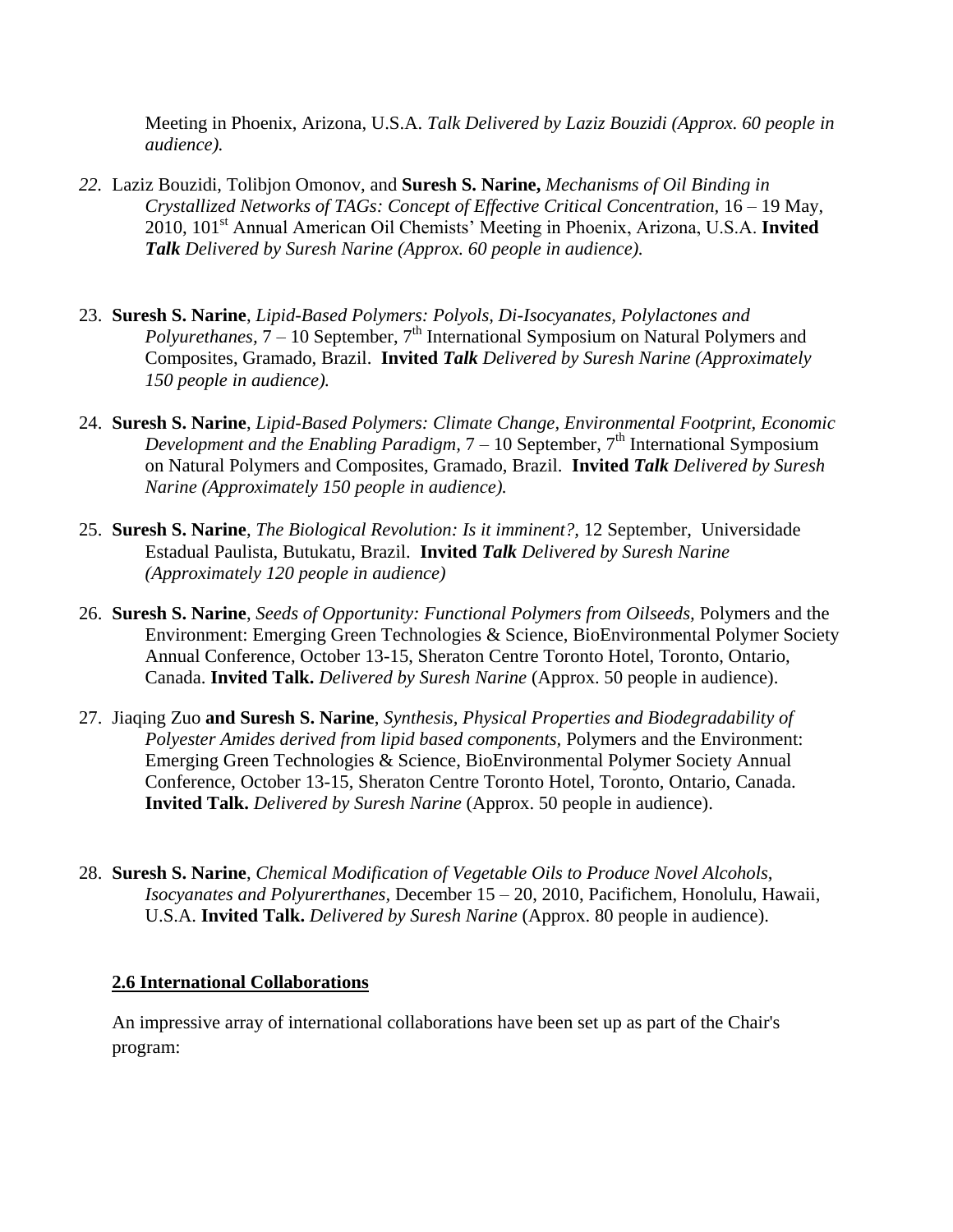Meeting in Phoenix, Arizona, U.S.A. *Talk Delivered by Laziz Bouzidi (Approx. 60 people in audience).*

22. Laziz Bouzidi, Tolibjon Omonov, and **Suresh S. Narine,** *Mechanisms of Oil Binding in Crystallized Networks of TAGs: Concept of Effective Critical Concentration*, 16 – 19 May, 2010, 101st Annual American Oil Chemists' Meeting in Phoenix, Arizona, U.S.A. **Invited *Talk*** *Delivered by Suresh Narine (Approx. 60 people in audience).*

23. **Suresh S. Narine**, *Lipid-Based Polymers: Polyols, Di-Isocyanates, Polylactones and Polyurethanes*, 7 – 10 September, 7th International Symposium on Natural Polymers and Composites, Gramado, Brazil. **Invited *Talk*** *Delivered by Suresh Narine (Approximately 150 people in audience).*

24. **Suresh S. Narine**, *Lipid-Based Polymers: Climate Change, Environmental Footprint, Economic Development and the Enabling Paradigm*, 7 – 10 September, 7th International Symposium on Natural Polymers and Composites, Gramado, Brazil. **Invited *Talk*** *Delivered by Suresh Narine (Approximately 150 people in audience).*

25. **Suresh S. Narine**, *The Biological Revolution: Is it imminent?*, 12 September, Universidade Estadual Paulista, Butukatu, Brazil. **Invited *Talk*** *Delivered by Suresh Narine (Approximately 120 people in audience)*

26. **Suresh S. Narine**, *Seeds of Opportunity: Functional Polymers from Oilseeds*, Polymers and the Environment: Emerging Green Technologies & Science, BioEnvironmental Polymer Society Annual Conference, October 13-15, Sheraton Centre Toronto Hotel, Toronto, Ontario, Canada. **Invited Talk.** *Delivered by Suresh Narine* (Approx. 50 people in audience).

27. Jiaqing Zuo **and Suresh S. Narine**, *Synthesis, Physical Properties and Biodegradability of Polyester Amides derived from lipid based components*, Polymers and the Environment: Emerging Green Technologies & Science, BioEnvironmental Polymer Society Annual Conference, October 13-15, Sheraton Centre Toronto Hotel, Toronto, Ontario, Canada. **Invited Talk.** *Delivered by Suresh Narine* (Approx. 50 people in audience).

28. **Suresh S. Narine**, *Chemical Modification of Vegetable Oils to Produce Novel Alcohols, Isocyanates and Polyurerthanes*, December 15 – 20, 2010, Pacifichem, Honolulu, Hawaii, U.S.A. **Invited Talk.** *Delivered by Suresh Narine* (Approx. 80 people in audience).

### 2.6 International Collaborations

An impressive array of international collaborations have been set up as part of the Chair's program: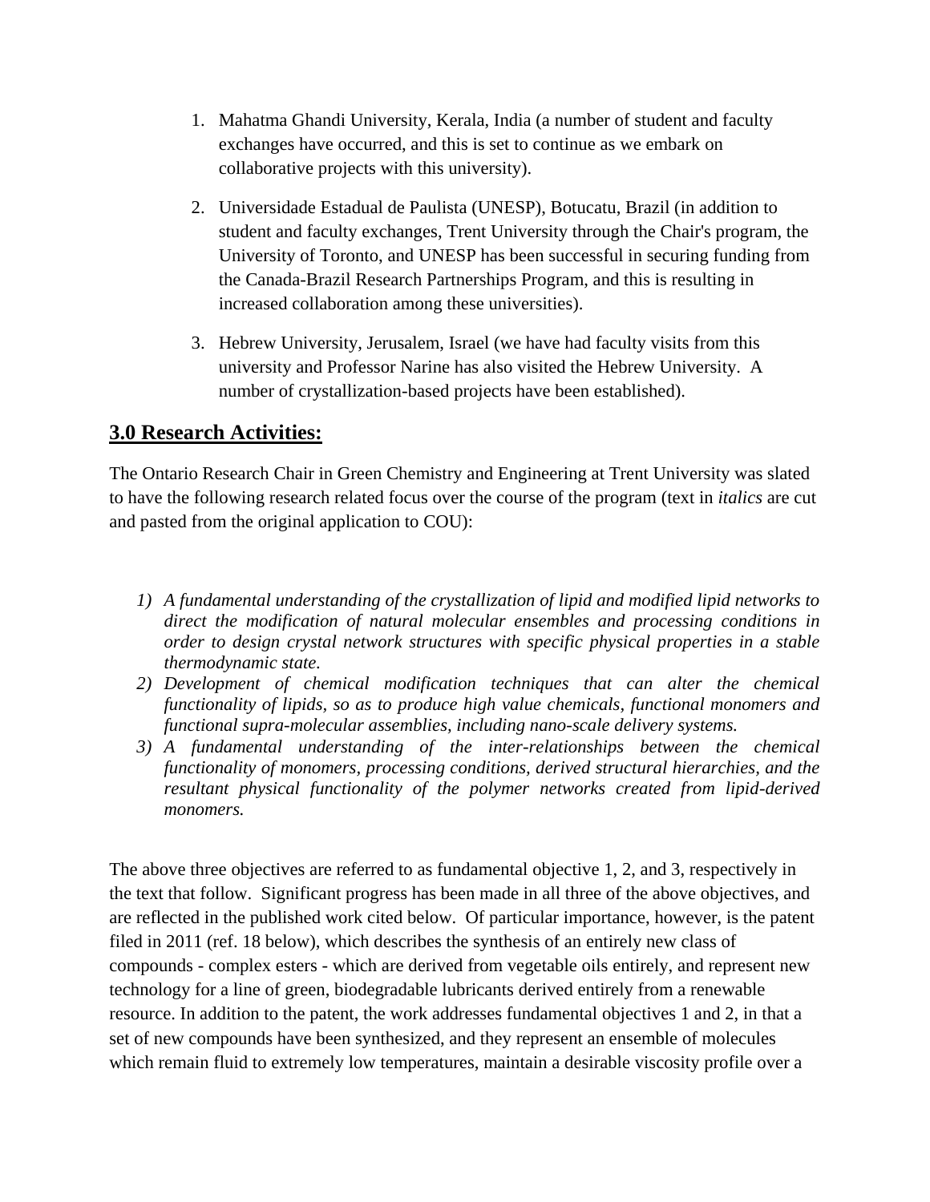1. Mahatma Ghandi University, Kerala, India (a number of student and faculty exchanges have occurred, and this is set to continue as we embark on collaborative projects with this university).

2. Universidade Estadual de Paulista (UNESP), Botucatu, Brazil (in addition to student and faculty exchanges, Trent University through the Chair's program, the University of Toronto, and UNESP has been successful in securing funding from the Canada-Brazil Research Partnerships Program, and this is resulting in increased collaboration among these universities).

3. Hebrew University, Jerusalem, Israel (we have had faculty visits from this university and Professor Narine has also visited the Hebrew University. A number of crystallization-based projects have been established).

## 3.0 Research Activities:

The Ontario Research Chair in Green Chemistry and Engineering at Trent University was slated to have the following research related focus over the course of the program (text in *italics* are cut and pasted from the original application to COU):

1) *A fundamental understanding of the crystallization of lipid and modified lipid networks to direct the modification of natural molecular ensembles and processing conditions in order to design crystal network structures with specific physical properties in a stable thermodynamic state.*
2) *Development of chemical modification techniques that can alter the chemical functionality of lipids, so as to produce high value chemicals, functional monomers and functional supra-molecular assemblies, including nano-scale delivery systems.*
3) *A fundamental understanding of the inter-relationships between the chemical functionality of monomers, processing conditions, derived structural hierarchies, and the resultant physical functionality of the polymer networks created from lipid-derived monomers.*

The above three objectives are referred to as fundamental objective 1, 2, and 3, respectively in the text that follow. Significant progress has been made in all three of the above objectives, and are reflected in the published work cited below. Of particular importance, however, is the patent filed in 2011 (ref. 18 below), which describes the synthesis of an entirely new class of compounds - complex esters - which are derived from vegetable oils entirely, and represent new technology for a line of green, biodegradable lubricants derived entirely from a renewable resource. In addition to the patent, the work addresses fundamental objectives 1 and 2, in that a set of new compounds have been synthesized, and they represent an ensemble of molecules which remain fluid to extremely low temperatures, maintain a desirable viscosity profile over a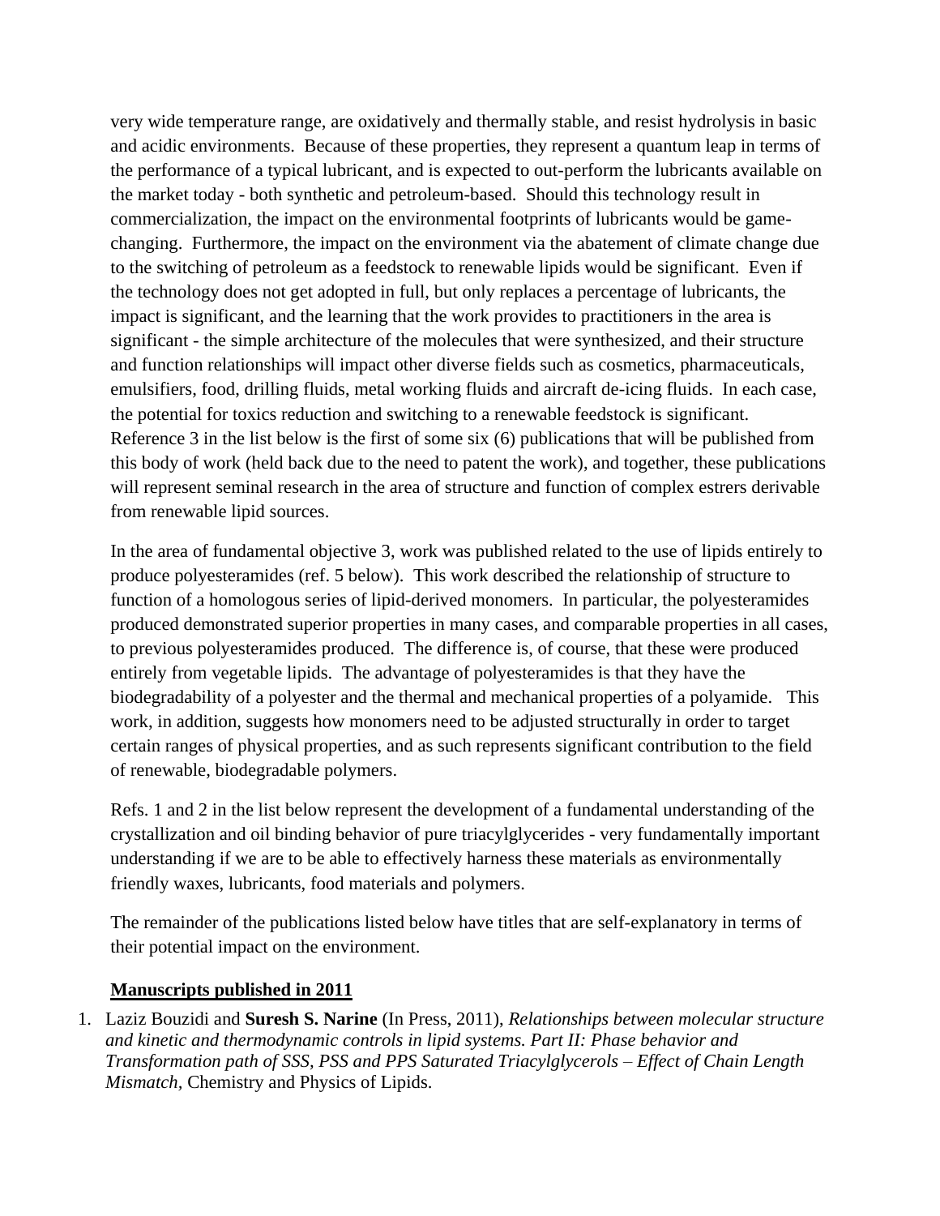very wide temperature range, are oxidatively and thermally stable, and resist hydrolysis in basic and acidic environments. Because of these properties, they represent a quantum leap in terms of the performance of a typical lubricant, and is expected to out-perform the lubricants available on the market today - both synthetic and petroleum-based. Should this technology result in commercialization, the impact on the environmental footprints of lubricants would be game-changing. Furthermore, the impact on the environment via the abatement of climate change due to the switching of petroleum as a feedstock to renewable lipids would be significant. Even if the technology does not get adopted in full, but only replaces a percentage of lubricants, the impact is significant, and the learning that the work provides to practitioners in the area is significant - the simple architecture of the molecules that were synthesized, and their structure and function relationships will impact other diverse fields such as cosmetics, pharmaceuticals, emulsifiers, food, drilling fluids, metal working fluids and aircraft de-icing fluids. In each case, the potential for toxics reduction and switching to a renewable feedstock is significant. Reference 3 in the list below is the first of some six (6) publications that will be published from this body of work (held back due to the need to patent the work), and together, these publications will represent seminal research in the area of structure and function of complex estrers derivable from renewable lipid sources.

In the area of fundamental objective 3, work was published related to the use of lipids entirely to produce polyesteramides (ref. 5 below). This work described the relationship of structure to function of a homologous series of lipid-derived monomers. In particular, the polyesteramides produced demonstrated superior properties in many cases, and comparable properties in all cases, to previous polyesteramides produced. The difference is, of course, that these were produced entirely from vegetable lipids. The advantage of polyesteramides is that they have the biodegradability of a polyester and the thermal and mechanical properties of a polyamide. This work, in addition, suggests how monomers need to be adjusted structurally in order to target certain ranges of physical properties, and as such represents significant contribution to the field of renewable, biodegradable polymers.

Refs. 1 and 2 in the list below represent the development of a fundamental understanding of the crystallization and oil binding behavior of pure triacylglycerides - very fundamentally important understanding if we are to be able to effectively harness these materials as environmentally friendly waxes, lubricants, food materials and polymers.

The remainder of the publications listed below have titles that are self-explanatory in terms of their potential impact on the environment.

**<u>Manuscripts published in 2011</u>**

1. Laziz Bouzidi and **Suresh S. Narine** (In Press, 2011), *Relationships between molecular structure and kinetic and thermodynamic controls in lipid systems. Part II: Phase behavior and Transformation path of SSS, PSS and PPS Saturated Triacylglycerols – Effect of Chain Length Mismatch*, Chemistry and Physics of Lipids.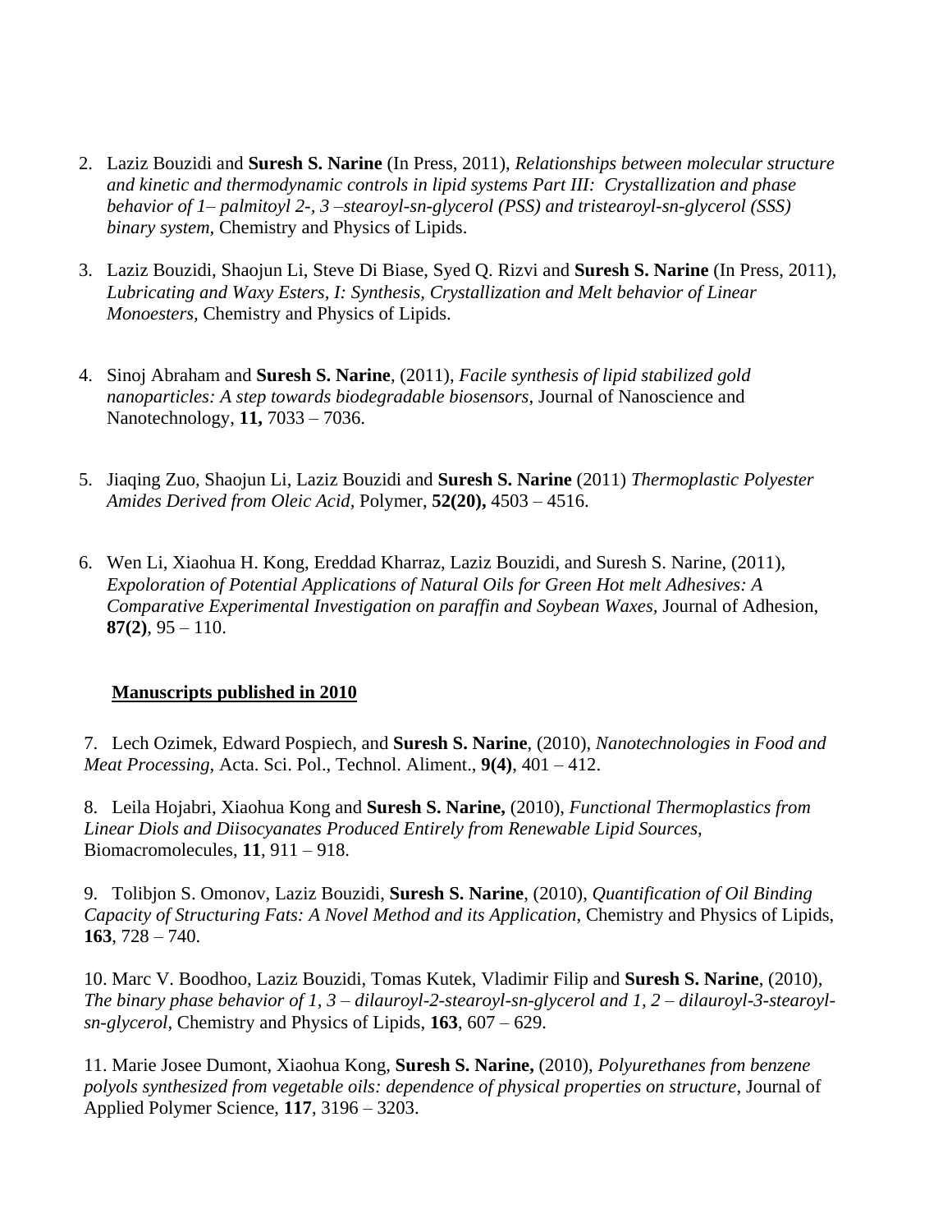2. Laziz Bouzidi and **Suresh S. Narine** (In Press, 2011), *Relationships between molecular structure and kinetic and thermodynamic controls in lipid systems Part III: Crystallization and phase behavior of 1– palmitoyl 2-, 3 –stearoyl-sn-glycerol (PSS) and tristearoyl-sn-glycerol (SSS) binary system*, Chemistry and Physics of Lipids.

3. Laziz Bouzidi, Shaojun Li, Steve Di Biase, Syed Q. Rizvi and **Suresh S. Narine** (In Press, 2011), *Lubricating and Waxy Esters, I: Synthesis, Crystallization and Melt behavior of Linear Monoesters,* Chemistry and Physics of Lipids.

4. Sinoj Abraham and **Suresh S. Narine**, (2011), *Facile synthesis of lipid stabilized gold nanoparticles: A step towards biodegradable biosensors*, Journal of Nanoscience and Nanotechnology, **11,** 7033 – 7036.

5. Jiaqing Zuo, Shaojun Li, Laziz Bouzidi and **Suresh S. Narine** (2011) *Thermoplastic Polyester Amides Derived from Oleic Acid,* Polymer, **52(20),** 4503 – 4516.

6. Wen Li, Xiaohua H. Kong, Ereddad Kharraz, Laziz Bouzidi, and Suresh S. Narine, (2011), *Expoloration of Potential Applications of Natural Oils for Green Hot melt Adhesives: A Comparative Experimental Investigation on paraffin and Soybean Waxes,* Journal of Adhesion, **87(2)**, 95 – 110.

**Manuscripts published in 2010**

7. Lech Ozimek, Edward Pospiech, and **Suresh S. Narine**, (2010), *Nanotechnologies in Food and Meat Processing,* Acta. Sci. Pol., Technol. Aliment., **9(4)**, 401 – 412.

8. Leila Hojabri, Xiaohua Kong and **Suresh S. Narine,** (2010), *Functional Thermoplastics from Linear Diols and Diisocyanates Produced Entirely from Renewable Lipid Sources,* Biomacromolecules, **11**, 911 – 918.

9. Tolibjon S. Omonov, Laziz Bouzidi, **Suresh S. Narine**, (2010), *Quantification of Oil Binding Capacity of Structuring Fats: A Novel Method and its Application*, Chemistry and Physics of Lipids, **163**, 728 – 740.

10. Marc V. Boodhoo, Laziz Bouzidi, Tomas Kutek, Vladimir Filip and **Suresh S. Narine**, (2010), *The binary phase behavior of 1, 3 – dilauroyl-2-stearoyl-sn-glycerol and 1, 2 – dilauroyl-3-stearoyl-sn-glycerol*, Chemistry and Physics of Lipids, **163**, 607 – 629.

11. Marie Josee Dumont, Xiaohua Kong, **Suresh S. Narine,** (2010), *Polyurethanes from benzene polyols synthesized from vegetable oils: dependence of physical properties on structure*, Journal of Applied Polymer Science, **117**, 3196 – 3203.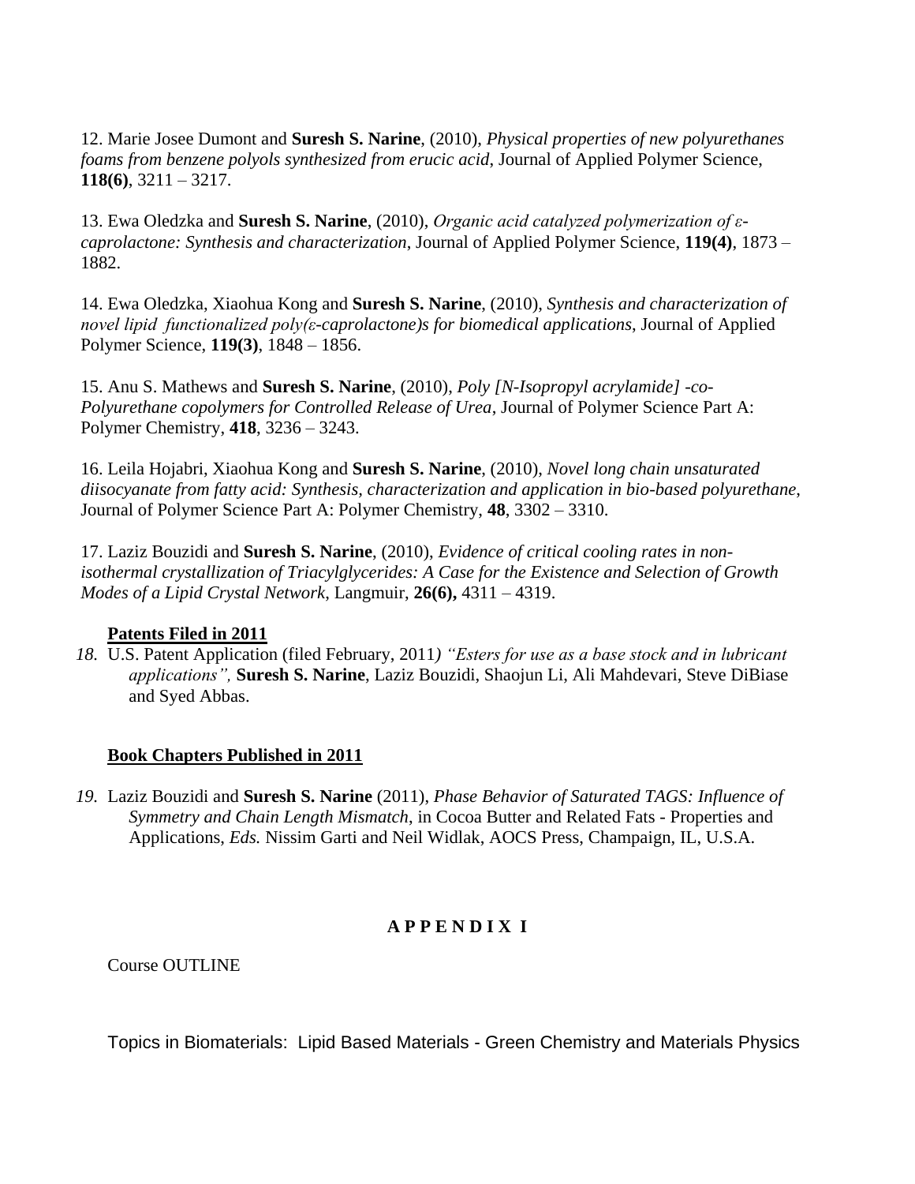12. Marie Josee Dumont and **Suresh S. Narine**, (2010), *Physical properties of new polyurethanes foams from benzene polyols synthesized from erucic acid*, Journal of Applied Polymer Science, **118(6)**, 3211 – 3217.

13. Ewa Oledzka and **Suresh S. Narine**, (2010), *Organic acid catalyzed polymerization of ε-caprolactone: Synthesis and characterization*, Journal of Applied Polymer Science, **119(4)**, 1873 – 1882.

14. Ewa Oledzka, Xiaohua Kong and **Suresh S. Narine**, (2010), *Synthesis and characterization of novel lipid functionalized poly(ε-caprolactone)s for biomedical applications*, Journal of Applied Polymer Science, **119(3)**, 1848 – 1856.

15. Anu S. Mathews and **Suresh S. Narine**, (2010), *Poly [N-Isopropyl acrylamide] -co-Polyurethane copolymers for Controlled Release of Urea*, Journal of Polymer Science Part A: Polymer Chemistry, **418**, 3236 – 3243.

16. Leila Hojabri, Xiaohua Kong and **Suresh S. Narine**, (2010), *Novel long chain unsaturated diisocyanate from fatty acid: Synthesis, characterization and application in bio-based polyurethane*, Journal of Polymer Science Part A: Polymer Chemistry, **48**, 3302 – 3310.

17. Laziz Bouzidi and **Suresh S. Narine**, (2010), *Evidence of critical cooling rates in non-isothermal crystallization of Triacylglycerides: A Case for the Existence and Selection of Growth Modes of a Lipid Crystal Network*, Langmuir, **26(6),** 4311 – 4319.

**Patents Filed in 2011**

18. U.S. Patent Application (filed February, 2011*) "Esters for use as a base stock and in lubricant applications",* **Suresh S. Narine**, Laziz Bouzidi, Shaojun Li, Ali Mahdevari, Steve DiBiase and Syed Abbas.

**Book Chapters Published in 2011**

19. Laziz Bouzidi and **Suresh S. Narine** (2011), *Phase Behavior of Saturated TAGS: Influence of Symmetry and Chain Length Mismatch*, in Cocoa Butter and Related Fats - Properties and Applications, *Eds.* Nissim Garti and Neil Widlak, AOCS Press, Champaign, IL, U.S.A.

## A P P E N D I X I

Course OUTLINE

Topics in Biomaterials: Lipid Based Materials - Green Chemistry and Materials Physics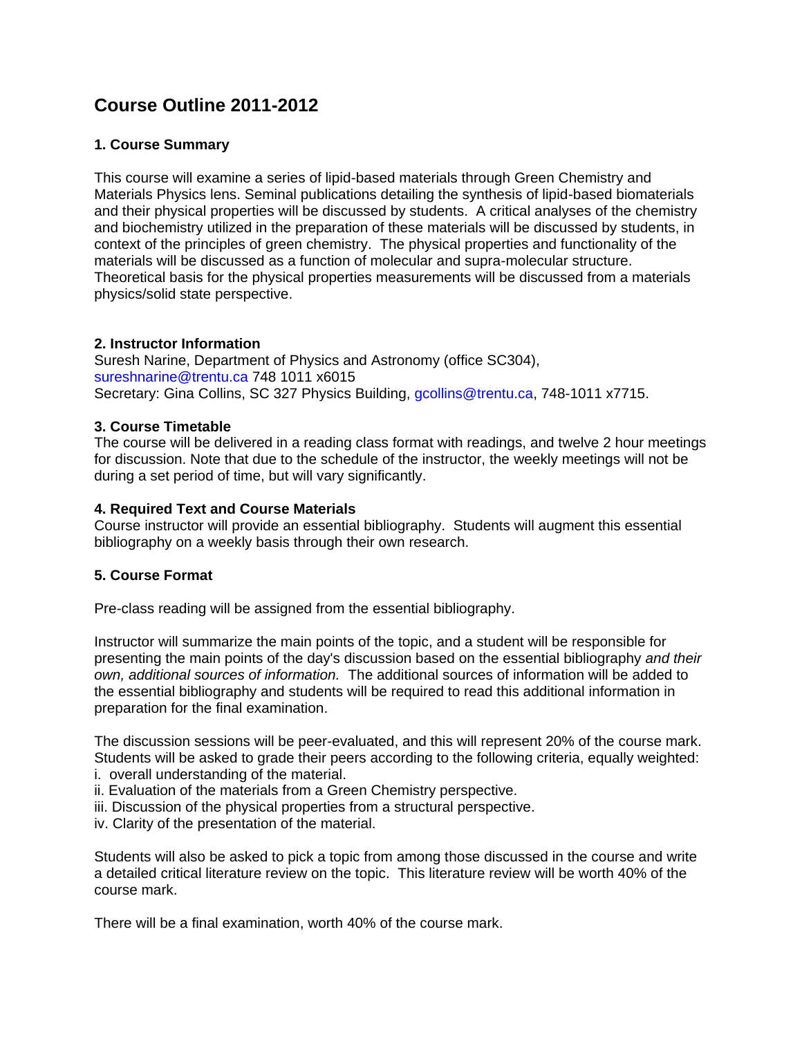# Course Outline 2011-2012

### 1. Course Summary

This course will examine a series of lipid-based materials through Green Chemistry and Materials Physics lens. Seminal publications detailing the synthesis of lipid-based biomaterials and their physical properties will be discussed by students. A critical analyses of the chemistry and biochemistry utilized in the preparation of these materials will be discussed by students, in context of the principles of green chemistry. The physical properties and functionality of the materials will be discussed as a function of molecular and supra-molecular structure. Theoretical basis for the physical properties measurements will be discussed from a materials physics/solid state perspective.

### 2. Instructor Information

Suresh Narine, Department of Physics and Astronomy (office SC304), sureshnarine@trentu.ca 748 1011 x6015
Secretary: Gina Collins, SC 327 Physics Building, gcollins@trentu.ca, 748-1011 x7715.

### 3. Course Timetable

The course will be delivered in a reading class format with readings, and twelve 2 hour meetings for discussion. Note that due to the schedule of the instructor, the weekly meetings will not be during a set period of time, but will vary significantly.

### 4. Required Text and Course Materials

Course instructor will provide an essential bibliography. Students will augment this essential bibliography on a weekly basis through their own research.

### 5. Course Format

Pre-class reading will be assigned from the essential bibliography.

Instructor will summarize the main points of the topic, and a student will be responsible for presenting the main points of the day's discussion based on the essential bibliography *and their own, additional sources of information.* The additional sources of information will be added to the essential bibliography and students will be required to read this additional information in preparation for the final examination.

The discussion sessions will be peer-evaluated, and this will represent 20% of the course mark. Students will be asked to grade their peers according to the following criteria, equally weighted:
i. overall understanding of the material.
ii. Evaluation of the materials from a Green Chemistry perspective.
iii. Discussion of the physical properties from a structural perspective.
iv. Clarity of the presentation of the material.

Students will also be asked to pick a topic from among those discussed in the course and write a detailed critical literature review on the topic. This literature review will be worth 40% of the course mark.

There will be a final examination, worth 40% of the course mark.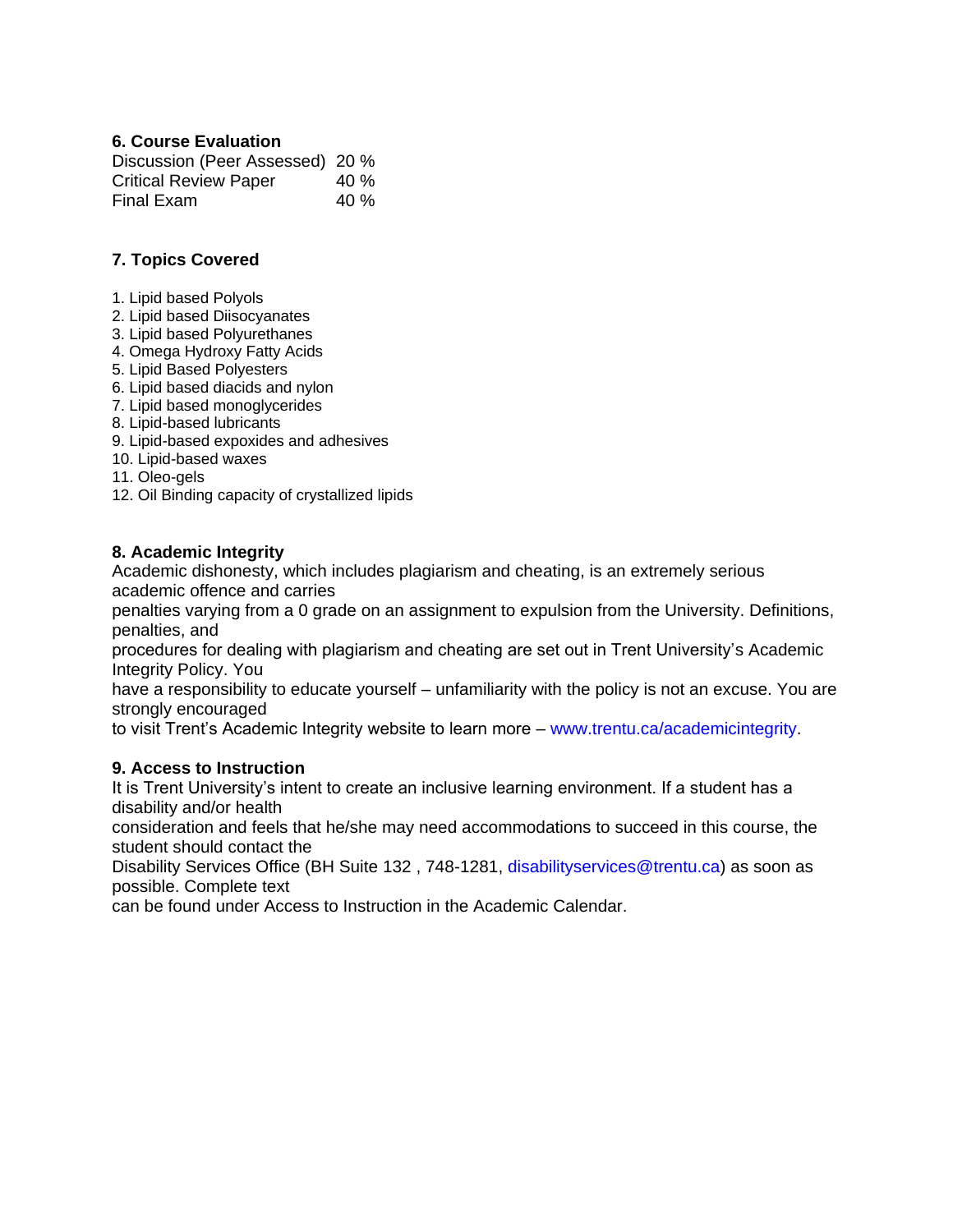### 6. Course Evaluation

| | |
|---|---|
| Discussion (Peer Assessed) | 20 % |
| Critical Review Paper | 40 % |
| Final Exam | 40 % |

### 7. Topics Covered

1. Lipid based Polyols
2. Lipid based Diisocyanates
3. Lipid based Polyurethanes
4. Omega Hydroxy Fatty Acids
5. Lipid Based Polyesters
6. Lipid based diacids and nylon
7. Lipid based monoglycerides
8. Lipid-based lubricants
9. Lipid-based expoxides and adhesives
10. Lipid-based waxes
11. Oleo-gels
12. Oil Binding capacity of crystallized lipids

### 8. Academic Integrity

Academic dishonesty, which includes plagiarism and cheating, is an extremely serious academic offence and carries penalties varying from a 0 grade on an assignment to expulsion from the University. Definitions, penalties, and procedures for dealing with plagiarism and cheating are set out in Trent University's Academic Integrity Policy. You have a responsibility to educate yourself – unfamiliarity with the policy is not an excuse. You are strongly encouraged to visit Trent's Academic Integrity website to learn more – www.trentu.ca/academicintegrity.

### 9. Access to Instruction

It is Trent University's intent to create an inclusive learning environment. If a student has a disability and/or health consideration and feels that he/she may need accommodations to succeed in this course, the student should contact the Disability Services Office (BH Suite 132 , 748-1281, disabilityservices@trentu.ca) as soon as possible. Complete text can be found under Access to Instruction in the Academic Calendar.